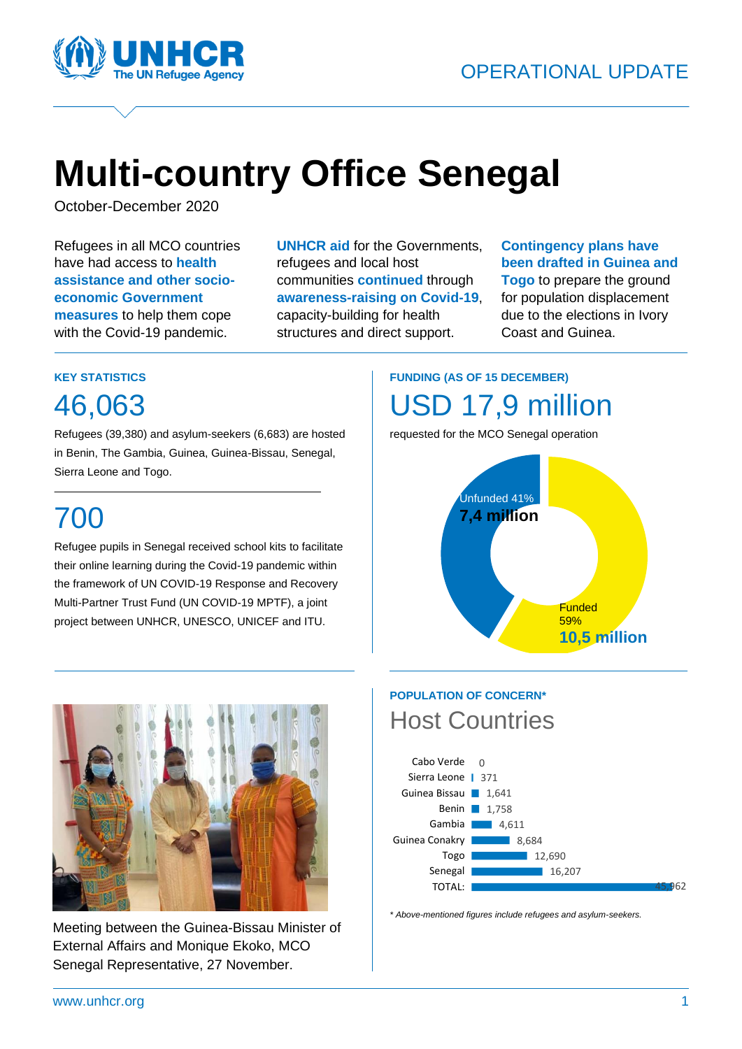OPERATIONAL UPDATE

# Multi-country Office Senegal

October-December 2020

Refugees in all MCO countries have had access to **health assistance and other socio-economic Government measures** to help them cope with the Covid-19 pandemic.

**UNHCR aid** for the Governments, refugees and local host communities **continued** through **awareness-raising on Covid-19**, capacity-building for health structures and direct support.

**Contingency plans have been drafted in Guinea and Togo** to prepare the ground for population displacement due to the elections in Ivory Coast and Guinea.

### KEY STATISTICS

## 46,063

Refugees (39,380) and asylum-seekers (6,683) are hosted in Benin, The Gambia, Guinea, Guinea-Bissau, Senegal, Sierra Leone and Togo.

## 700

Refugee pupils in Senegal received school kits to facilitate their online learning during the Covid-19 pandemic within the framework of UN COVID-19 Response and Recovery Multi-Partner Trust Fund (UN COVID-19 MPTF), a joint project between UNHCR, UNESCO, UNICEF and ITU.

### FUNDING (AS OF 15 DECEMBER)

## USD 17,9 million

requested for the MCO Senegal operation

- Unfunded 41% — **7,4 million**
- Funded 59% — **10,5 million**

Meeting between the Guinea-Bissau Minister of External Affairs and Monique Ekoko, MCO Senegal Representative, 27 November.

### POPULATION OF CONCERN*

## Host Countries

| Country | Population |
|---|---|
| Cabo Verde | 0 |
| Sierra Leone | 371 |
| Guinea Bissau | 1,641 |
| Benin | 1,758 |
| Gambia | 4,611 |
| Guinea Conakry | 8,684 |
| Togo | 12,690 |
| Senegal | 16,207 |
| TOTAL: | 45,962 |

*\* Above-mentioned figures include refugees and asylum-seekers.*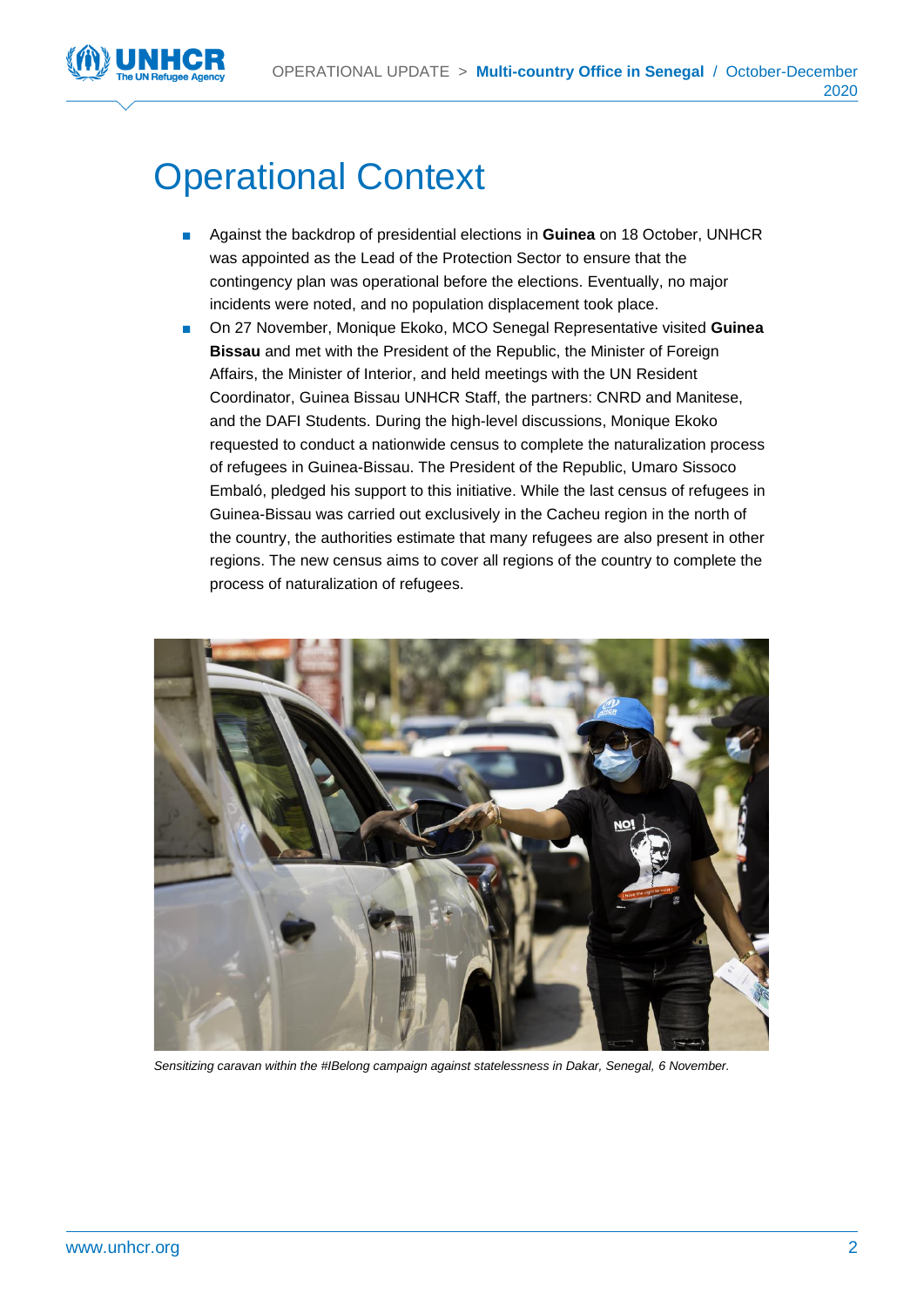# Operational Context

- Against the backdrop of presidential elections in **Guinea** on 18 October, UNHCR was appointed as the Lead of the Protection Sector to ensure that the contingency plan was operational before the elections. Eventually, no major incidents were noted, and no population displacement took place.
- On 27 November, Monique Ekoko, MCO Senegal Representative visited **Guinea Bissau** and met with the President of the Republic, the Minister of Foreign Affairs, the Minister of Interior, and held meetings with the UN Resident Coordinator, Guinea Bissau UNHCR Staff, the partners: CNRD and Manitese, and the DAFI Students. During the high-level discussions, Monique Ekoko requested to conduct a nationwide census to complete the naturalization process of refugees in Guinea-Bissau. The President of the Republic, Umaro Sissoco Embaló, pledged his support to this initiative. While the last census of refugees in Guinea-Bissau was carried out exclusively in the Cacheu region in the north of the country, the authorities estimate that many refugees are also present in other regions. The new census aims to cover all regions of the country to complete the process of naturalization of refugees.

*Sensitizing caravan within the #IBelong campaign against statelessness in Dakar, Senegal, 6 November.*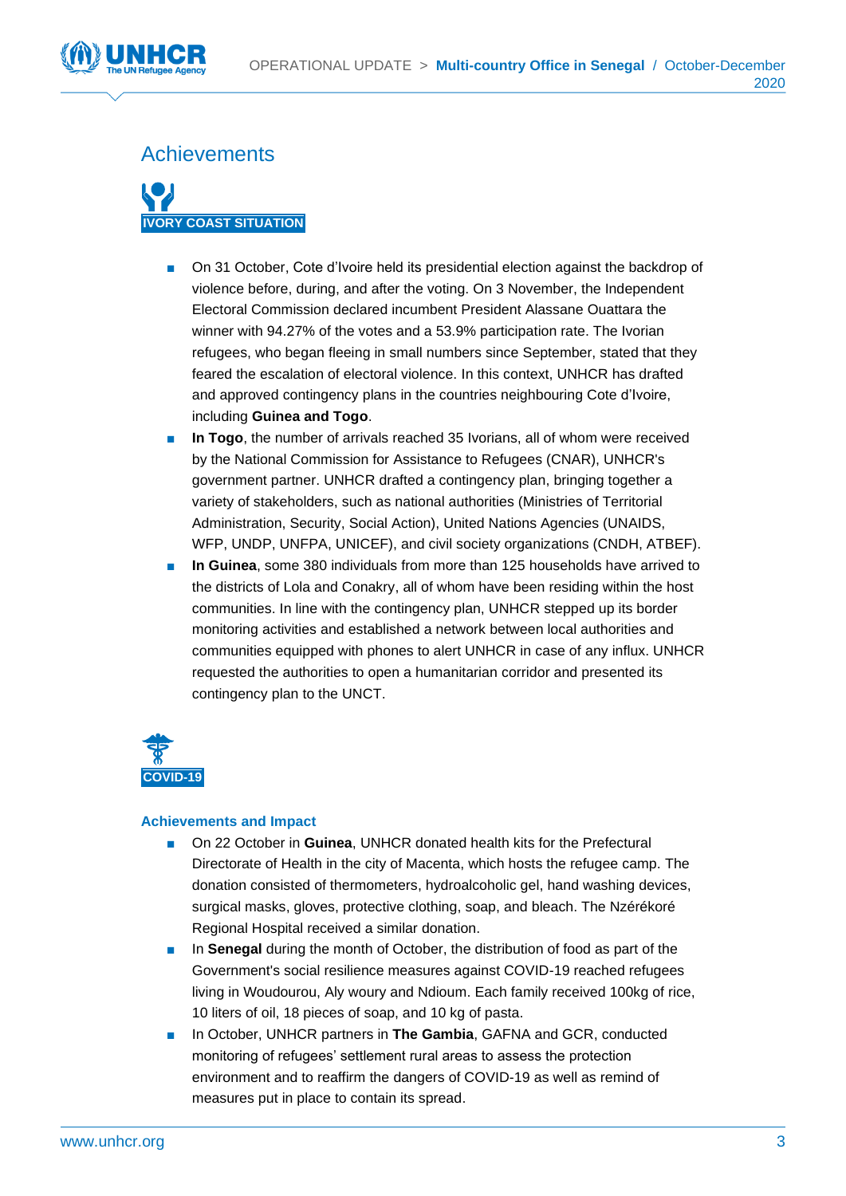## Achievements

**IVORY COAST SITUATION**

- On 31 October, Cote d'Ivoire held its presidential election against the backdrop of violence before, during, and after the voting. On 3 November, the Independent Electoral Commission declared incumbent President Alassane Ouattara the winner with 94.27% of the votes and a 53.9% participation rate. The Ivorian refugees, who began fleeing in small numbers since September, stated that they feared the escalation of electoral violence. In this context, UNHCR has drafted and approved contingency plans in the countries neighbouring Cote d'Ivoire, including **Guinea and Togo**.
- **In Togo**, the number of arrivals reached 35 Ivorians, all of whom were received by the National Commission for Assistance to Refugees (CNAR), UNHCR's government partner. UNHCR drafted a contingency plan, bringing together a variety of stakeholders, such as national authorities (Ministries of Territorial Administration, Security, Social Action), United Nations Agencies (UNAIDS, WFP, UNDP, UNFPA, UNICEF), and civil society organizations (CNDH, ATBEF).
- **In Guinea**, some 380 individuals from more than 125 households have arrived to the districts of Lola and Conakry, all of whom have been residing within the host communities. In line with the contingency plan, UNHCR stepped up its border monitoring activities and established a network between local authorities and communities equipped with phones to alert UNHCR in case of any influx. UNHCR requested the authorities to open a humanitarian corridor and presented its contingency plan to the UNCT.

**COVID-19**

### Achievements and Impact

- On 22 October in **Guinea**, UNHCR donated health kits for the Prefectural Directorate of Health in the city of Macenta, which hosts the refugee camp. The donation consisted of thermometers, hydroalcoholic gel, hand washing devices, surgical masks, gloves, protective clothing, soap, and bleach. The Nzérékoré Regional Hospital received a similar donation.
- In **Senegal** during the month of October, the distribution of food as part of the Government's social resilience measures against COVID-19 reached refugees living in Woudourou, Aly woury and Ndioum. Each family received 100kg of rice, 10 liters of oil, 18 pieces of soap, and 10 kg of pasta.
- In October, UNHCR partners in **The Gambia**, GAFNA and GCR, conducted monitoring of refugees' settlement rural areas to assess the protection environment and to reaffirm the dangers of COVID-19 as well as remind of measures put in place to contain its spread.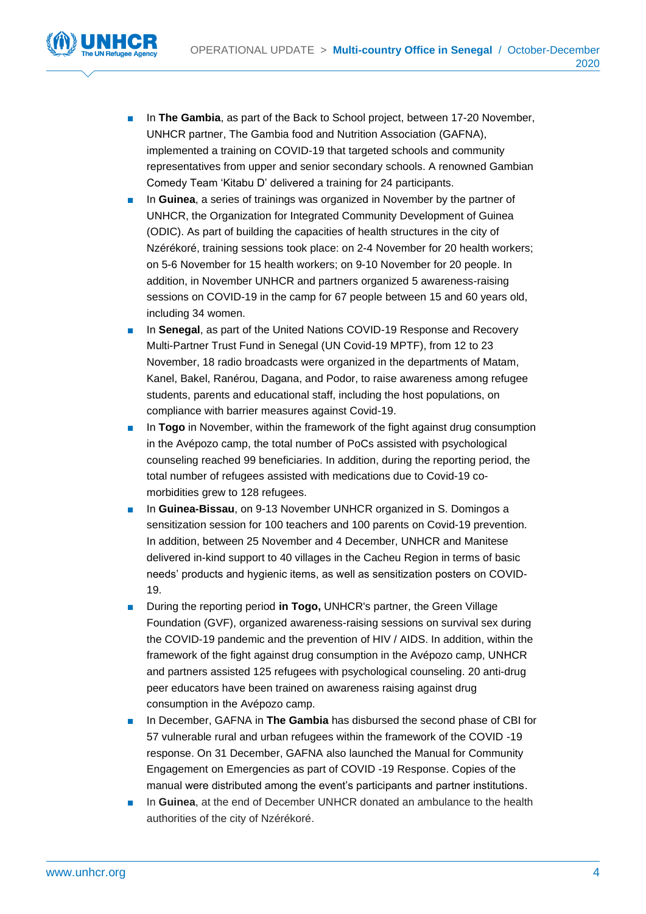- In **The Gambia**, as part of the Back to School project, between 17-20 November, UNHCR partner, The Gambia food and Nutrition Association (GAFNA), implemented a training on COVID-19 that targeted schools and community representatives from upper and senior secondary schools. A renowned Gambian Comedy Team 'Kitabu D' delivered a training for 24 participants.
- In **Guinea**, a series of trainings was organized in November by the partner of UNHCR, the Organization for Integrated Community Development of Guinea (ODIC). As part of building the capacities of health structures in the city of Nzérékoré, training sessions took place: on 2-4 November for 20 health workers; on 5-6 November for 15 health workers; on 9-10 November for 20 people. In addition, in November UNHCR and partners organized 5 awareness-raising sessions on COVID-19 in the camp for 67 people between 15 and 60 years old, including 34 women.
- In **Senegal**, as part of the United Nations COVID-19 Response and Recovery Multi-Partner Trust Fund in Senegal (UN Covid-19 MPTF), from 12 to 23 November, 18 radio broadcasts were organized in the departments of Matam, Kanel, Bakel, Ranérou, Dagana, and Podor, to raise awareness among refugee students, parents and educational staff, including the host populations, on compliance with barrier measures against Covid-19.
- In **Togo** in November, within the framework of the fight against drug consumption in the Avépozo camp, the total number of PoCs assisted with psychological counseling reached 99 beneficiaries. In addition, during the reporting period, the total number of refugees assisted with medications due to Covid-19 co-morbidities grew to 128 refugees.
- In **Guinea-Bissau**, on 9-13 November UNHCR organized in S. Domingos a sensitization session for 100 teachers and 100 parents on Covid-19 prevention. In addition, between 25 November and 4 December, UNHCR and Manitese delivered in-kind support to 40 villages in the Cacheu Region in terms of basic needs' products and hygienic items, as well as sensitization posters on COVID-19.
- During the reporting period **in Togo,** UNHCR's partner, the Green Village Foundation (GVF), organized awareness-raising sessions on survival sex during the COVID-19 pandemic and the prevention of HIV / AIDS. In addition, within the framework of the fight against drug consumption in the Avépozo camp, UNHCR and partners assisted 125 refugees with psychological counseling. 20 anti-drug peer educators have been trained on awareness raising against drug consumption in the Avépozo camp.
- In December, GAFNA in **The Gambia** has disbursed the second phase of CBI for 57 vulnerable rural and urban refugees within the framework of the COVID -19 response. On 31 December, GAFNA also launched the Manual for Community Engagement on Emergencies as part of COVID -19 Response. Copies of the manual were distributed among the event's participants and partner institutions.
- In **Guinea**, at the end of December UNHCR donated an ambulance to the health authorities of the city of Nzérékoré.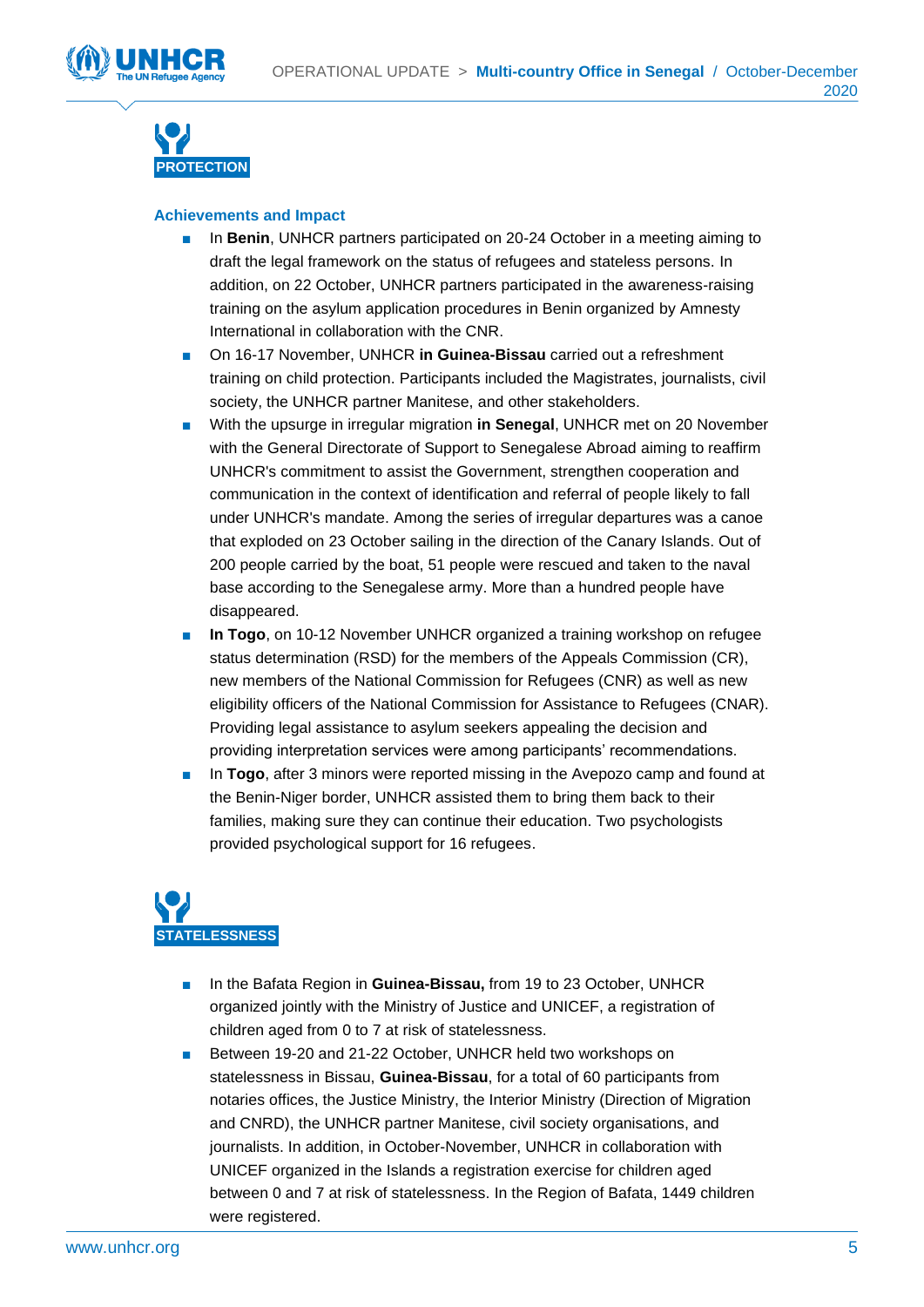## PROTECTION

### Achievements and Impact

- In **Benin**, UNHCR partners participated on 20-24 October in a meeting aiming to draft the legal framework on the status of refugees and stateless persons. In addition, on 22 October, UNHCR partners participated in the awareness-raising training on the asylum application procedures in Benin organized by Amnesty International in collaboration with the CNR.
- On 16-17 November, UNHCR **in Guinea-Bissau** carried out a refreshment training on child protection. Participants included the Magistrates, journalists, civil society, the UNHCR partner Manitese, and other stakeholders.
- With the upsurge in irregular migration **in Senegal**, UNHCR met on 20 November with the General Directorate of Support to Senegalese Abroad aiming to reaffirm UNHCR's commitment to assist the Government, strengthen cooperation and communication in the context of identification and referral of people likely to fall under UNHCR's mandate. Among the series of irregular departures was a canoe that exploded on 23 October sailing in the direction of the Canary Islands. Out of 200 people carried by the boat, 51 people were rescued and taken to the naval base according to the Senegalese army. More than a hundred people have disappeared.
- **In Togo**, on 10-12 November UNHCR organized a training workshop on refugee status determination (RSD) for the members of the Appeals Commission (CR), new members of the National Commission for Refugees (CNR) as well as new eligibility officers of the National Commission for Assistance to Refugees (CNAR). Providing legal assistance to asylum seekers appealing the decision and providing interpretation services were among participants' recommendations.
- In **Togo**, after 3 minors were reported missing in the Avepozo camp and found at the Benin-Niger border, UNHCR assisted them to bring them back to their families, making sure they can continue their education. Two psychologists provided psychological support for 16 refugees.

## STATELESSNESS

- In the Bafata Region in **Guinea-Bissau,** from 19 to 23 October, UNHCR organized jointly with the Ministry of Justice and UNICEF, a registration of children aged from 0 to 7 at risk of statelessness.
- Between 19-20 and 21-22 October, UNHCR held two workshops on statelessness in Bissau, **Guinea-Bissau**, for a total of 60 participants from notaries offices, the Justice Ministry, the Interior Ministry (Direction of Migration and CNRD), the UNHCR partner Manitese, civil society organisations, and journalists. In addition, in October-November, UNHCR in collaboration with UNICEF organized in the Islands a registration exercise for children aged between 0 and 7 at risk of statelessness. In the Region of Bafata, 1449 children were registered.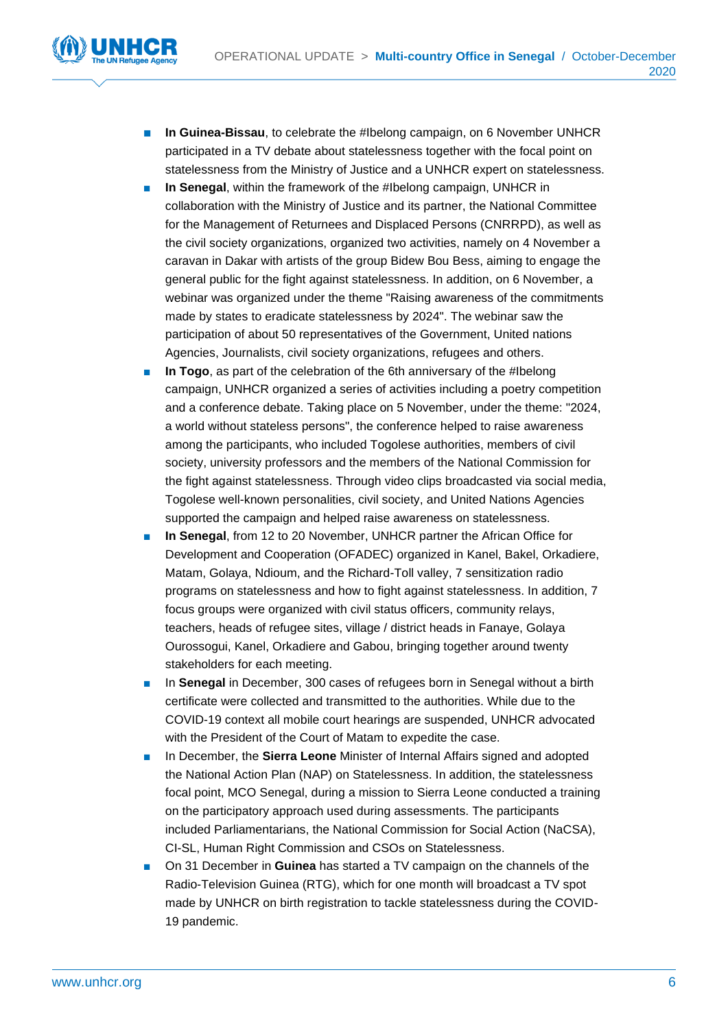- **In Guinea-Bissau**, to celebrate the #Ibelong campaign, on 6 November UNHCR participated in a TV debate about statelessness together with the focal point on statelessness from the Ministry of Justice and a UNHCR expert on statelessness.
- **In Senegal**, within the framework of the #Ibelong campaign, UNHCR in collaboration with the Ministry of Justice and its partner, the National Committee for the Management of Returnees and Displaced Persons (CNRRPD), as well as the civil society organizations, organized two activities, namely on 4 November a caravan in Dakar with artists of the group Bidew Bou Bess, aiming to engage the general public for the fight against statelessness. In addition, on 6 November, a webinar was organized under the theme "Raising awareness of the commitments made by states to eradicate statelessness by 2024". The webinar saw the participation of about 50 representatives of the Government, United nations Agencies, Journalists, civil society organizations, refugees and others.
- **In Togo**, as part of the celebration of the 6th anniversary of the #Ibelong campaign, UNHCR organized a series of activities including a poetry competition and a conference debate. Taking place on 5 November, under the theme: "2024, a world without stateless persons", the conference helped to raise awareness among the participants, who included Togolese authorities, members of civil society, university professors and the members of the National Commission for the fight against statelessness. Through video clips broadcasted via social media, Togolese well-known personalities, civil society, and United Nations Agencies supported the campaign and helped raise awareness on statelessness.
- **In Senegal**, from 12 to 20 November, UNHCR partner the African Office for Development and Cooperation (OFADEC) organized in Kanel, Bakel, Orkadiere, Matam, Golaya, Ndioum, and the Richard-Toll valley, 7 sensitization radio programs on statelessness and how to fight against statelessness. In addition, 7 focus groups were organized with civil status officers, community relays, teachers, heads of refugee sites, village / district heads in Fanaye, Golaya Ourossogui, Kanel, Orkadiere and Gabou, bringing together around twenty stakeholders for each meeting.
- In **Senegal** in December, 300 cases of refugees born in Senegal without a birth certificate were collected and transmitted to the authorities. While due to the COVID-19 context all mobile court hearings are suspended, UNHCR advocated with the President of the Court of Matam to expedite the case.
- In December, the **Sierra Leone** Minister of Internal Affairs signed and adopted the National Action Plan (NAP) on Statelessness. In addition, the statelessness focal point, MCO Senegal, during a mission to Sierra Leone conducted a training on the participatory approach used during assessments. The participants included Parliamentarians, the National Commission for Social Action (NaCSA), CI-SL, Human Right Commission and CSOs on Statelessness.
- On 31 December in **Guinea** has started a TV campaign on the channels of the Radio-Television Guinea (RTG), which for one month will broadcast a TV spot made by UNHCR on birth registration to tackle statelessness during the COVID-19 pandemic.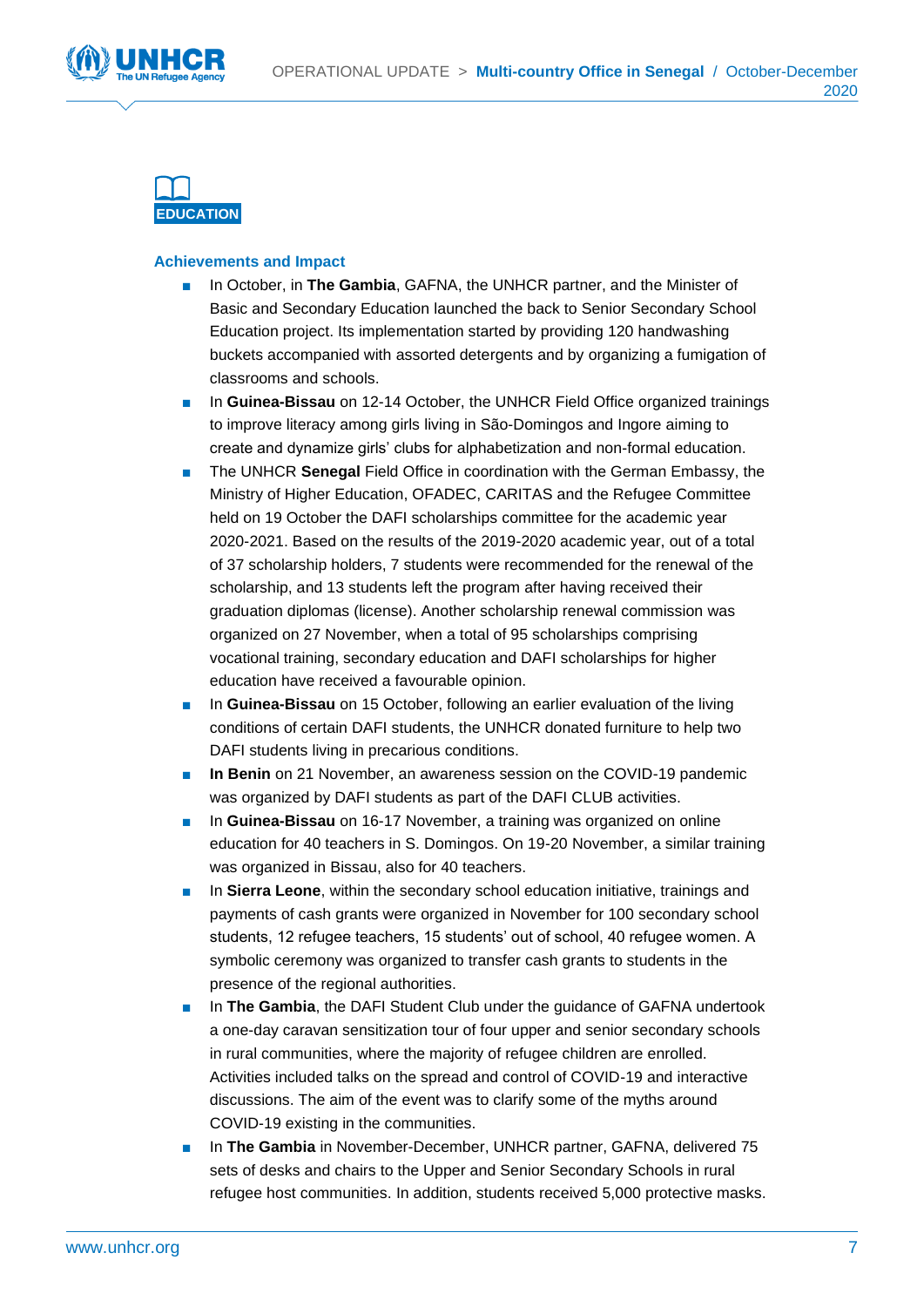## EDUCATION

### Achievements and Impact

- In October, in **The Gambia**, GAFNA, the UNHCR partner, and the Minister of Basic and Secondary Education launched the back to Senior Secondary School Education project. Its implementation started by providing 120 handwashing buckets accompanied with assorted detergents and by organizing a fumigation of classrooms and schools.
- In **Guinea-Bissau** on 12-14 October, the UNHCR Field Office organized trainings to improve literacy among girls living in São-Domingos and Ingore aiming to create and dynamize girls' clubs for alphabetization and non-formal education.
- The UNHCR **Senegal** Field Office in coordination with the German Embassy, the Ministry of Higher Education, OFADEC, CARITAS and the Refugee Committee held on 19 October the DAFI scholarships committee for the academic year 2020-2021. Based on the results of the 2019-2020 academic year, out of a total of 37 scholarship holders, 7 students were recommended for the renewal of the scholarship, and 13 students left the program after having received their graduation diplomas (license). Another scholarship renewal commission was organized on 27 November, when a total of 95 scholarships comprising vocational training, secondary education and DAFI scholarships for higher education have received a favourable opinion.
- In **Guinea-Bissau** on 15 October, following an earlier evaluation of the living conditions of certain DAFI students, the UNHCR donated furniture to help two DAFI students living in precarious conditions.
- **In Benin** on 21 November, an awareness session on the COVID-19 pandemic was organized by DAFI students as part of the DAFI CLUB activities.
- In **Guinea-Bissau** on 16-17 November, a training was organized on online education for 40 teachers in S. Domingos. On 19-20 November, a similar training was organized in Bissau, also for 40 teachers.
- In **Sierra Leone**, within the secondary school education initiative, trainings and payments of cash grants were organized in November for 100 secondary school students, 12 refugee teachers, 15 students' out of school, 40 refugee women. A symbolic ceremony was organized to transfer cash grants to students in the presence of the regional authorities.
- In **The Gambia**, the DAFI Student Club under the guidance of GAFNA undertook a one-day caravan sensitization tour of four upper and senior secondary schools in rural communities, where the majority of refugee children are enrolled. Activities included talks on the spread and control of COVID-19 and interactive discussions. The aim of the event was to clarify some of the myths around COVID-19 existing in the communities.
- In **The Gambia** in November-December, UNHCR partner, GAFNA, delivered 75 sets of desks and chairs to the Upper and Senior Secondary Schools in rural refugee host communities. In addition, students received 5,000 protective masks.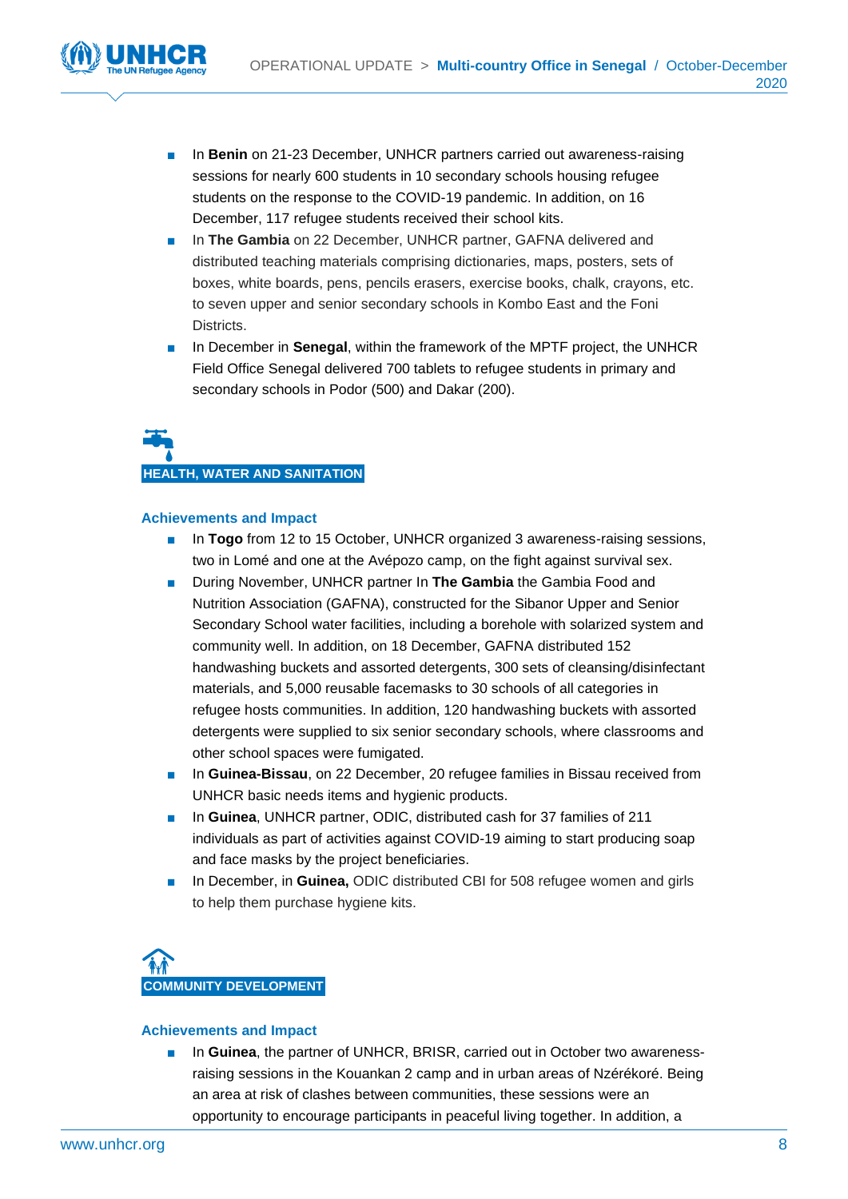- In **Benin** on 21-23 December, UNHCR partners carried out awareness-raising sessions for nearly 600 students in 10 secondary schools housing refugee students on the response to the COVID-19 pandemic. In addition, on 16 December, 117 refugee students received their school kits.
- In **The Gambia** on 22 December, UNHCR partner, GAFNA delivered and distributed teaching materials comprising dictionaries, maps, posters, sets of boxes, white boards, pens, pencils erasers, exercise books, chalk, crayons, etc. to seven upper and senior secondary schools in Kombo East and the Foni Districts.
- In December in **Senegal**, within the framework of the MPTF project, the UNHCR Field Office Senegal delivered 700 tablets to refugee students in primary and secondary schools in Podor (500) and Dakar (200).

## HEALTH, WATER AND SANITATION

### Achievements and Impact

- In **Togo** from 12 to 15 October, UNHCR organized 3 awareness-raising sessions, two in Lomé and one at the Avépozo camp, on the fight against survival sex.
- During November, UNHCR partner In **The Gambia** the Gambia Food and Nutrition Association (GAFNA), constructed for the Sibanor Upper and Senior Secondary School water facilities, including a borehole with solarized system and community well. In addition, on 18 December, GAFNA distributed 152 handwashing buckets and assorted detergents, 300 sets of cleansing/disinfectant materials, and 5,000 reusable facemasks to 30 schools of all categories in refugee hosts communities. In addition, 120 handwashing buckets with assorted detergents were supplied to six senior secondary schools, where classrooms and other school spaces were fumigated.
- In **Guinea-Bissau**, on 22 December, 20 refugee families in Bissau received from UNHCR basic needs items and hygienic products.
- In **Guinea**, UNHCR partner, ODIC, distributed cash for 37 families of 211 individuals as part of activities against COVID-19 aiming to start producing soap and face masks by the project beneficiaries.
- In December, in **Guinea,** ODIC distributed CBI for 508 refugee women and girls to help them purchase hygiene kits.

## COMMUNITY DEVELOPMENT

### Achievements and Impact

- In **Guinea**, the partner of UNHCR, BRISR, carried out in October two awareness-raising sessions in the Kouankan 2 camp and in urban areas of Nzérékoré. Being an area at risk of clashes between communities, these sessions were an opportunity to encourage participants in peaceful living together. In addition, a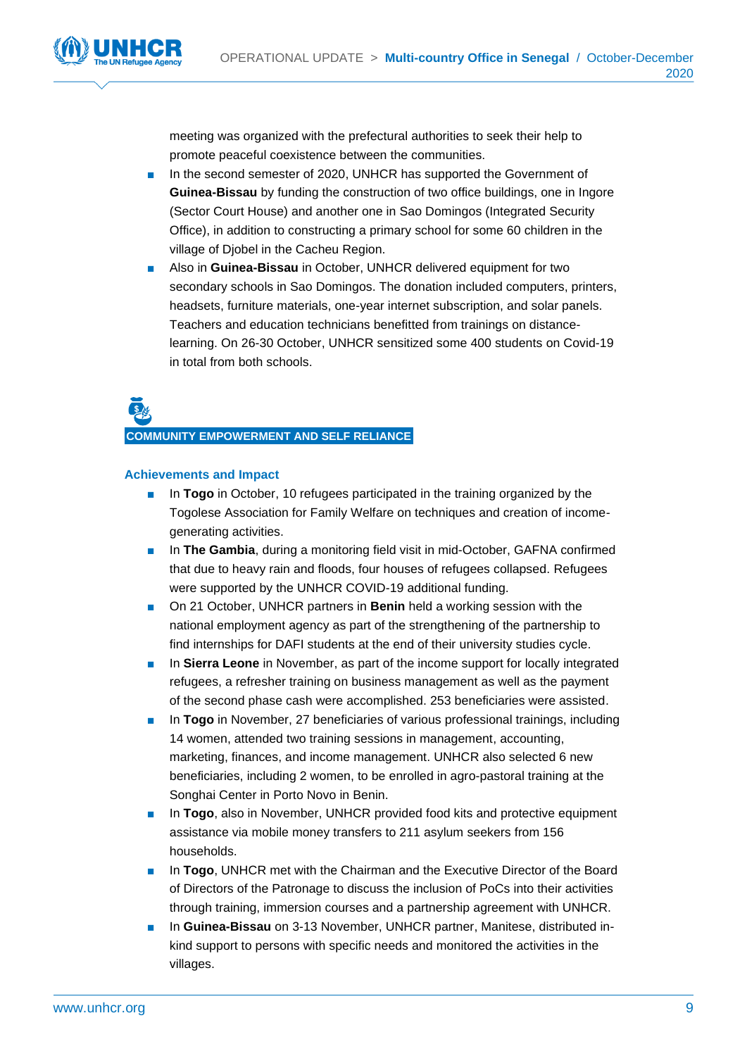meeting was organized with the prefectural authorities to seek their help to promote peaceful coexistence between the communities.

- In the second semester of 2020, UNHCR has supported the Government of **Guinea-Bissau** by funding the construction of two office buildings, one in Ingore (Sector Court House) and another one in Sao Domingos (Integrated Security Office), in addition to constructing a primary school for some 60 children in the village of Djobel in the Cacheu Region.
- Also in **Guinea-Bissau** in October, UNHCR delivered equipment for two secondary schools in Sao Domingos. The donation included computers, printers, headsets, furniture materials, one-year internet subscription, and solar panels. Teachers and education technicians benefitted from trainings on distance-learning. On 26-30 October, UNHCR sensitized some 400 students on Covid-19 in total from both schools.

## COMMUNITY EMPOWERMENT AND SELF RELIANCE

### Achievements and Impact

- In **Togo** in October, 10 refugees participated in the training organized by the Togolese Association for Family Welfare on techniques and creation of income-generating activities.
- In **The Gambia**, during a monitoring field visit in mid-October, GAFNA confirmed that due to heavy rain and floods, four houses of refugees collapsed. Refugees were supported by the UNHCR COVID-19 additional funding.
- On 21 October, UNHCR partners in **Benin** held a working session with the national employment agency as part of the strengthening of the partnership to find internships for DAFI students at the end of their university studies cycle.
- In **Sierra Leone** in November, as part of the income support for locally integrated refugees, a refresher training on business management as well as the payment of the second phase cash were accomplished. 253 beneficiaries were assisted.
- In **Togo** in November, 27 beneficiaries of various professional trainings, including 14 women, attended two training sessions in management, accounting, marketing, finances, and income management. UNHCR also selected 6 new beneficiaries, including 2 women, to be enrolled in agro-pastoral training at the Songhai Center in Porto Novo in Benin.
- In **Togo**, also in November, UNHCR provided food kits and protective equipment assistance via mobile money transfers to 211 asylum seekers from 156 households.
- In **Togo**, UNHCR met with the Chairman and the Executive Director of the Board of Directors of the Patronage to discuss the inclusion of PoCs into their activities through training, immersion courses and a partnership agreement with UNHCR.
- In **Guinea-Bissau** on 3-13 November, UNHCR partner, Manitese, distributed in-kind support to persons with specific needs and monitored the activities in the villages.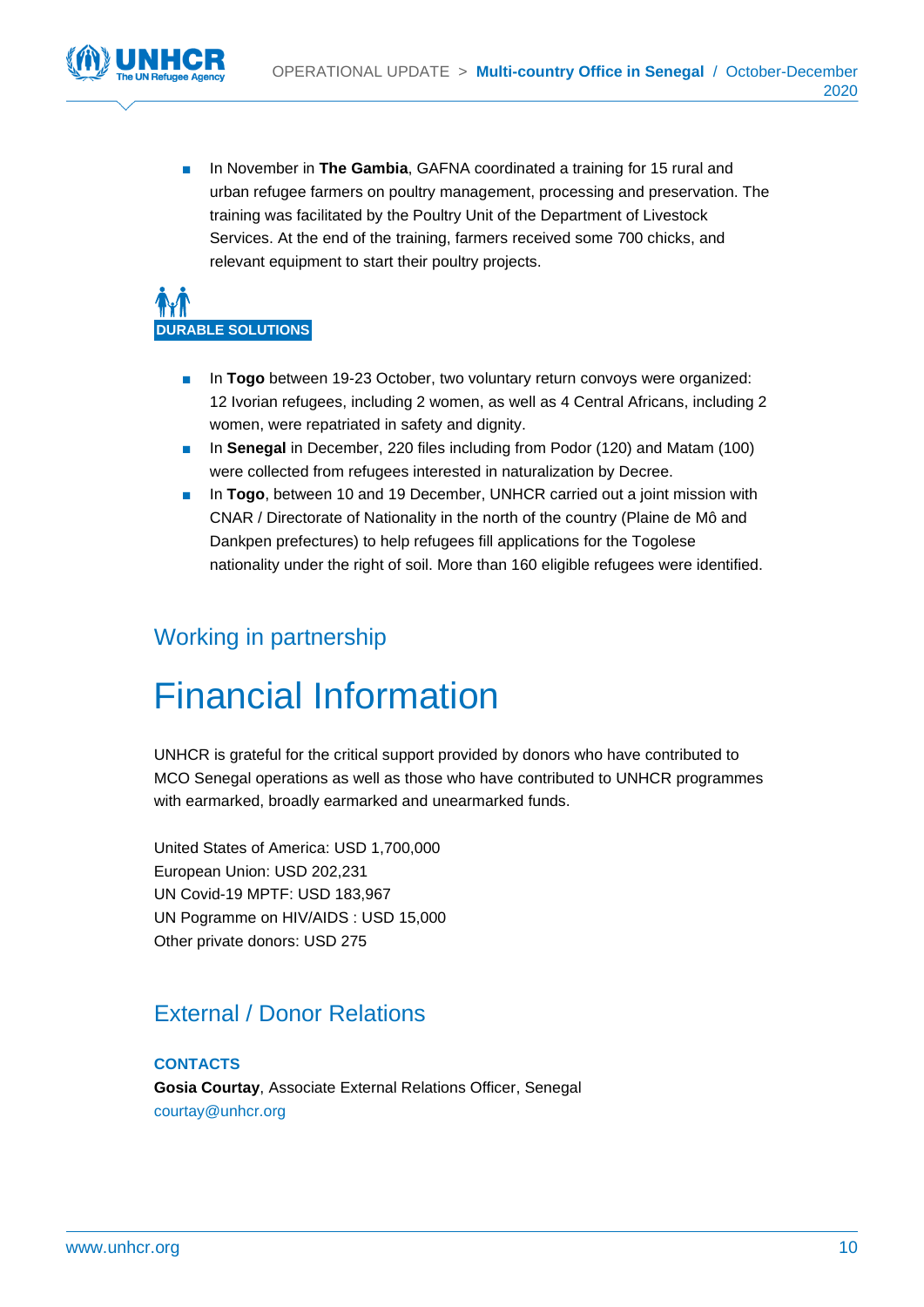- In November in **The Gambia**, GAFNA coordinated a training for 15 rural and urban refugee farmers on poultry management, processing and preservation. The training was facilitated by the Poultry Unit of the Department of Livestock Services. At the end of the training, farmers received some 700 chicks, and relevant equipment to start their poultry projects.

**DURABLE SOLUTIONS**

- In **Togo** between 19-23 October, two voluntary return convoys were organized: 12 Ivorian refugees, including 2 women, as well as 4 Central Africans, including 2 women, were repatriated in safety and dignity.
- In **Senegal** in December, 220 files including from Podor (120) and Matam (100) were collected from refugees interested in naturalization by Decree.
- In **Togo**, between 10 and 19 December, UNHCR carried out a joint mission with CNAR / Directorate of Nationality in the north of the country (Plaine de Mô and Dankpen prefectures) to help refugees fill applications for the Togolese nationality under the right of soil. More than 160 eligible refugees were identified.

## Working in partnership

# Financial Information

UNHCR is grateful for the critical support provided by donors who have contributed to MCO Senegal operations as well as those who have contributed to UNHCR programmes with earmarked, broadly earmarked and unearmarked funds.

United States of America: USD 1,700,000
European Union: USD 202,231
UN Covid-19 MPTF: USD 183,967
UN Pogramme on HIV/AIDS : USD 15,000
Other private donors: USD 275

## External / Donor Relations

**CONTACTS**

**Gosia Courtay**, Associate External Relations Officer, Senegal
courtay@unhcr.org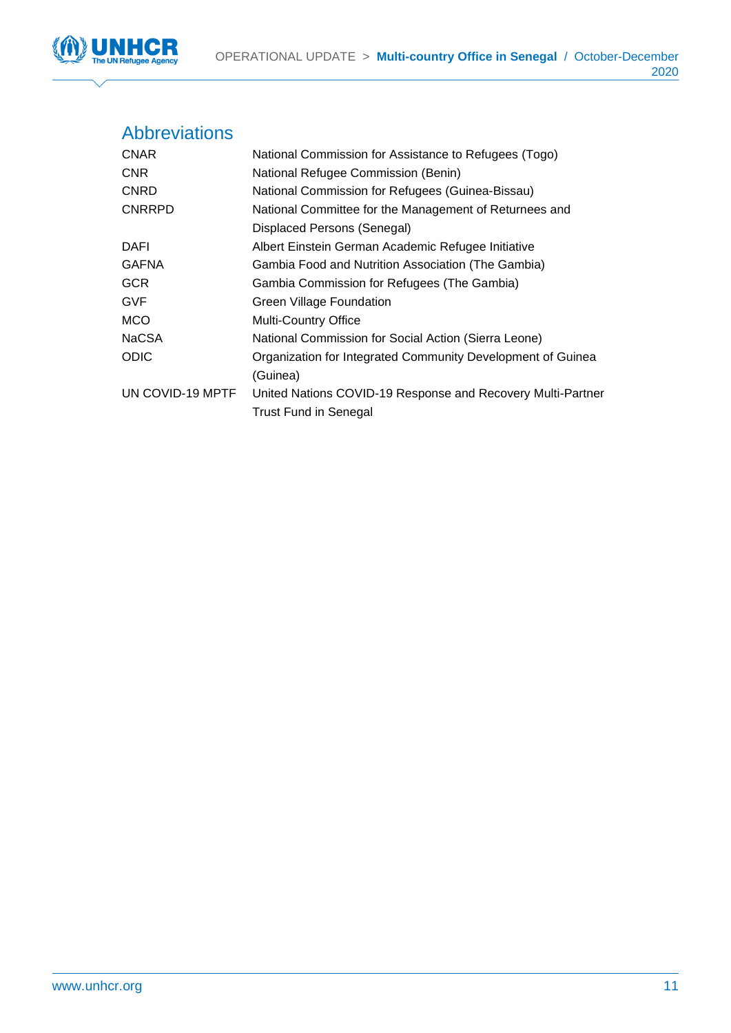## Abbreviations

| | |
|---|---|
| CNAR | National Commission for Assistance to Refugees (Togo) |
| CNR | National Refugee Commission (Benin) |
| CNRD | National Commission for Refugees (Guinea-Bissau) |
| CNRRPD | National Committee for the Management of Returnees and Displaced Persons (Senegal) |
| DAFI | Albert Einstein German Academic Refugee Initiative |
| GAFNA | Gambia Food and Nutrition Association (The Gambia) |
| GCR | Gambia Commission for Refugees (The Gambia) |
| GVF | Green Village Foundation |
| MCO | Multi-Country Office |
| NaCSA | National Commission for Social Action (Sierra Leone) |
| ODIC | Organization for Integrated Community Development of Guinea (Guinea) |
| UN COVID-19 MPTF | United Nations COVID-19 Response and Recovery Multi-Partner Trust Fund in Senegal |